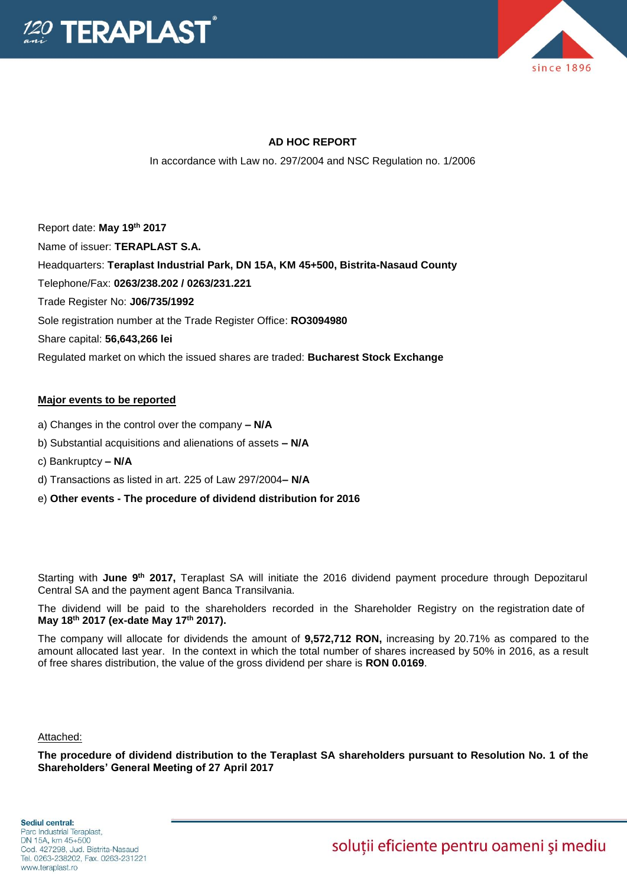# AD HOC REPORT

In accordance with Law no. 297/2004 and NSC Regulation no. 1/2006

Report date: **May 19th 2017**

Name of issuer: **TERAPLAST S.A.**

Headquarters: **Teraplast Industrial Park, DN 15A, KM 45+500, Bistrita-Nasaud County**

Telephone/Fax: **0263/238.202 / 0263/231.221**

Trade Register No: **J06/735/1992**

Sole registration number at the Trade Register Office: **RO3094980**

Share capital: **56,643,266 lei**

Regulated market on which the issued shares are traded: **Bucharest Stock Exchange**

## Major events to be reported

a) Changes in the control over the company **– N/A**

b) Substantial acquisitions and alienations of assets **– N/A**

c) Bankruptcy **– N/A**

d) Transactions as listed in art. 225 of Law 297/2004**– N/A**

e) **Other events - The procedure of dividend distribution for 2016**

Starting with **June 9th 2017,** Teraplast SA will initiate the 2016 dividend payment procedure through Depozitarul Central SA and the payment agent Banca Transilvania.

The dividend will be paid to the shareholders recorded in the Shareholder Registry on the registration date of **May 18th 2017 (ex-date May 17th 2017).**

The company will allocate for dividends the amount of **9,572,712 RON,** increasing by 20.71% as compared to the amount allocated last year. In the context in which the total number of shares increased by 50% in 2016, as a result of free shares distribution, the value of the gross dividend per share is **RON 0.0169**.

Attached:

**The procedure of dividend distribution to the Teraplast SA shareholders pursuant to Resolution No. 1 of the Shareholders' General Meeting of 27 April 2017**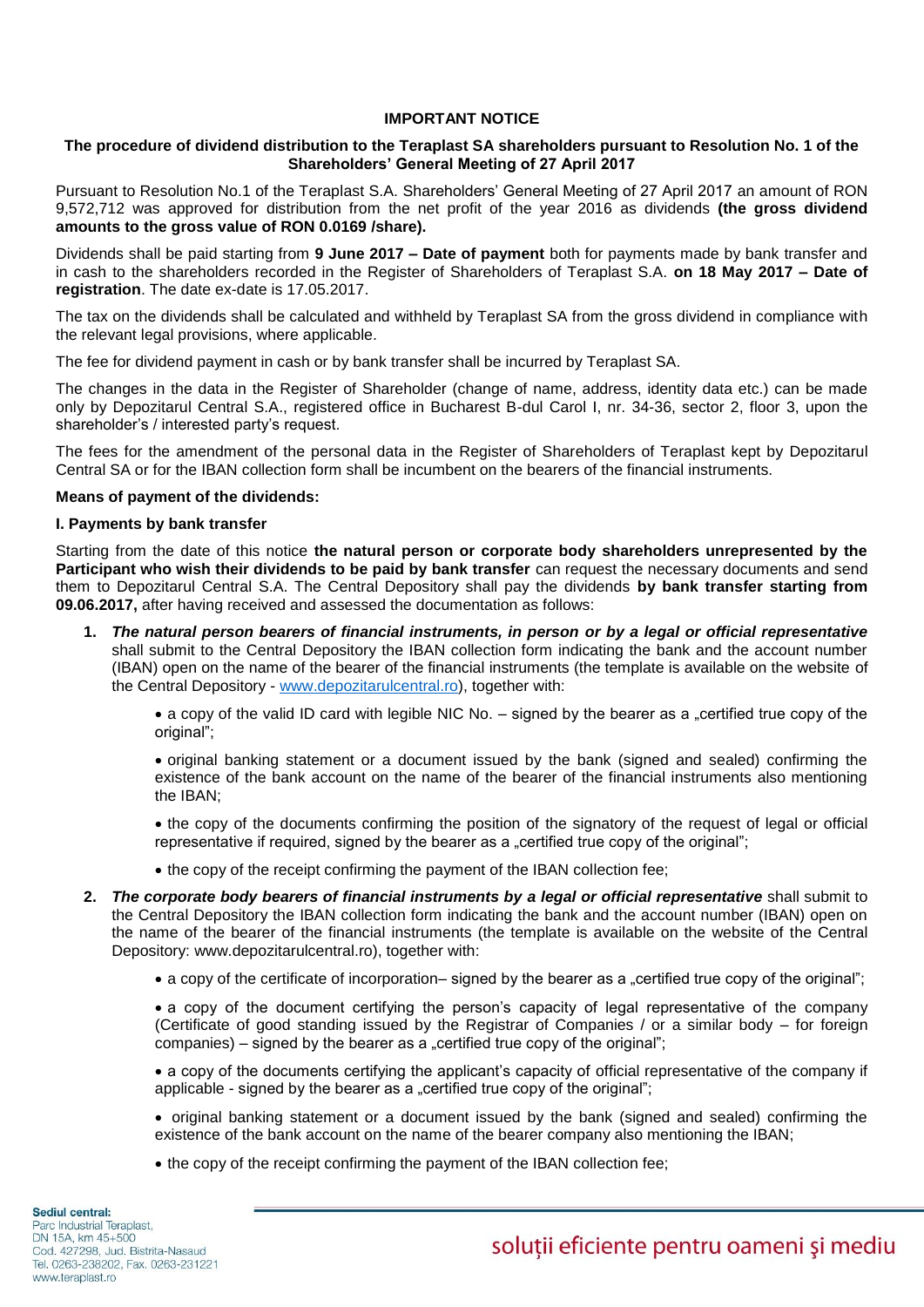**IMPORTANT NOTICE**

**The procedure of dividend distribution to the Teraplast SA shareholders pursuant to Resolution No. 1 of the Shareholders' General Meeting of 27 April 2017**

Pursuant to Resolution No.1 of the Teraplast S.A. Shareholders' General Meeting of 27 April 2017 an amount of RON 9,572,712 was approved for distribution from the net profit of the year 2016 as dividends **(the gross dividend amounts to the gross value of RON 0.0169 /share).**

Dividends shall be paid starting from **9 June 2017 – Date of payment** both for payments made by bank transfer and in cash to the shareholders recorded in the Register of Shareholders of Teraplast S.A. **on 18 May 2017 – Date of registration**. The date ex-date is 17.05.2017.

The tax on the dividends shall be calculated and withheld by Teraplast SA from the gross dividend in compliance with the relevant legal provisions, where applicable.

The fee for dividend payment in cash or by bank transfer shall be incurred by Teraplast SA.

The changes in the data in the Register of Shareholder (change of name, address, identity data etc.) can be made only by Depozitarul Central S.A., registered office in Bucharest B-dul Carol I, nr. 34-36, sector 2, floor 3, upon the shareholder's / interested party's request.

The fees for the amendment of the personal data in the Register of Shareholders of Teraplast kept by Depozitarul Central SA or for the IBAN collection form shall be incumbent on the bearers of the financial instruments.

**Means of payment of the dividends:**

**I. Payments by bank transfer**

Starting from the date of this notice **the natural person or corporate body shareholders unrepresented by the Participant who wish their dividends to be paid by bank transfer** can request the necessary documents and send them to Depozitarul Central S.A. The Central Depository shall pay the dividends **by bank transfer starting from 09.06.2017,** after having received and assessed the documentation as follows:

1. ***The natural person bearers of financial instruments, in person or by a legal or official representative*** shall submit to the Central Depository the IBAN collection form indicating the bank and the account number (IBAN) open on the name of the bearer of the financial instruments (the template is available on the website of the Central Depository - www.depozitarulcentral.ro), together with:

   - a copy of the valid ID card with legible NIC No. – signed by the bearer as a „certified true copy of the original";
   - original banking statement or a document issued by the bank (signed and sealed) confirming the existence of the bank account on the name of the bearer of the financial instruments also mentioning the IBAN;
   - the copy of the documents confirming the position of the signatory of the request of legal or official representative if required, signed by the bearer as a „certified true copy of the original";
   - the copy of the receipt confirming the payment of the IBAN collection fee;

2. ***The corporate body bearers of financial instruments by a legal or official representative*** shall submit to the Central Depository the IBAN collection form indicating the bank and the account number (IBAN) open on the name of the bearer of the financial instruments (the template is available on the website of the Central Depository: www.depozitarulcentral.ro), together with:

   - a copy of the certificate of incorporation– signed by the bearer as a „certified true copy of the original";
   - a copy of the document certifying the person's capacity of legal representative of the company (Certificate of good standing issued by the Registrar of Companies / or a similar body – for foreign companies) – signed by the bearer as a „certified true copy of the original";
   - a copy of the documents certifying the applicant's capacity of official representative of the company if applicable - signed by the bearer as a „certified true copy of the original";
   - original banking statement or a document issued by the bank (signed and sealed) confirming the existence of the bank account on the name of the bearer company also mentioning the IBAN;
   - the copy of the receipt confirming the payment of the IBAN collection fee;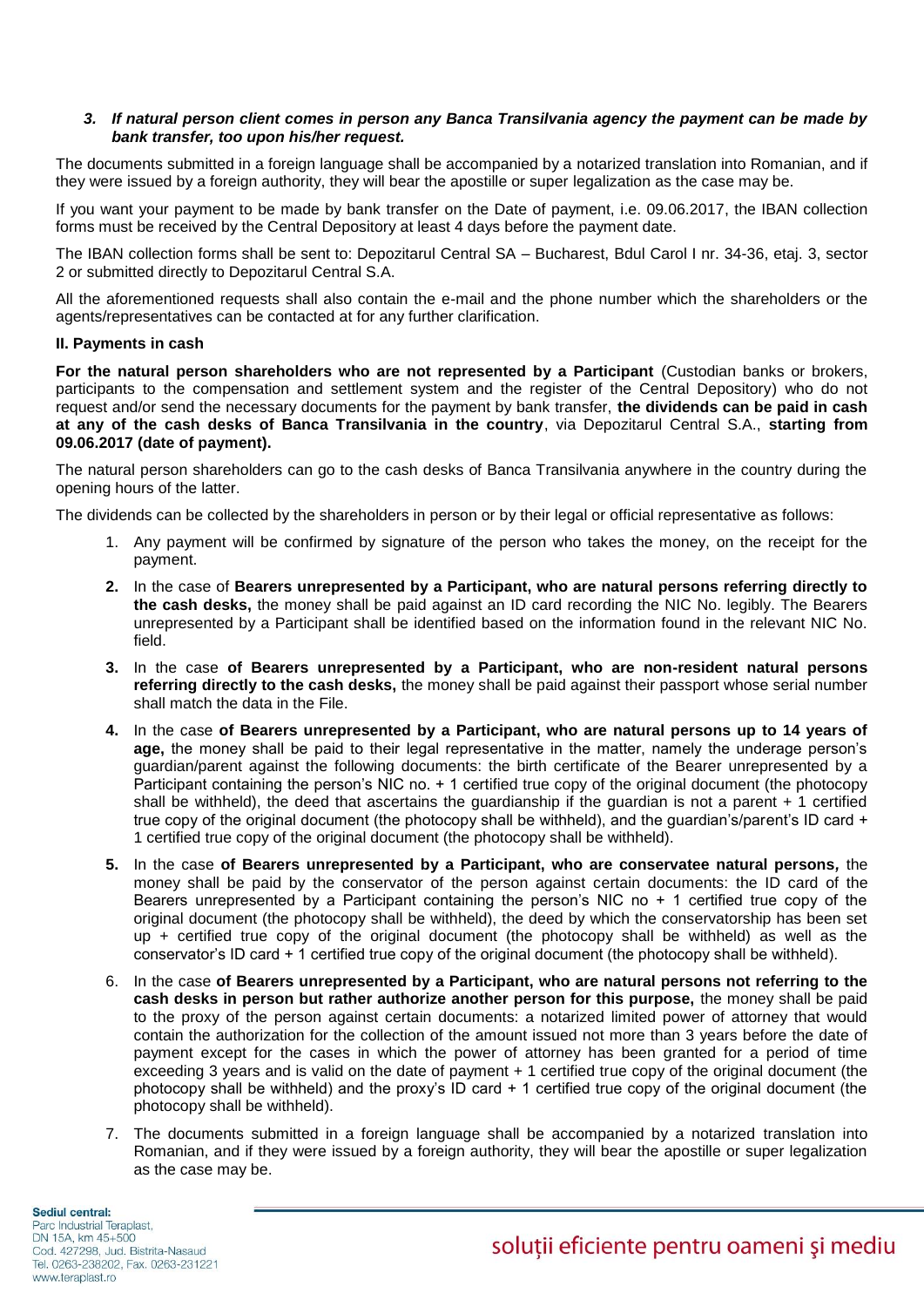3. ***If natural person client comes in person any Banca Transilvania agency the payment can be made by bank transfer, too upon his/her request.***

The documents submitted in a foreign language shall be accompanied by a notarized translation into Romanian, and if they were issued by a foreign authority, they will bear the apostille or super legalization as the case may be.

If you want your payment to be made by bank transfer on the Date of payment, i.e. 09.06.2017, the IBAN collection forms must be received by the Central Depository at least 4 days before the payment date.

The IBAN collection forms shall be sent to: Depozitarul Central SA – Bucharest, Bdul Carol I nr. 34-36, etaj. 3, sector 2 or submitted directly to Depozitarul Central S.A.

All the aforementioned requests shall also contain the e-mail and the phone number which the shareholders or the agents/representatives can be contacted at for any further clarification.

**II. Payments in cash**

**For the natural person shareholders who are not represented by a Participant** (Custodian banks or brokers, participants to the compensation and settlement system and the register of the Central Depository) who do not request and/or send the necessary documents for the payment by bank transfer, **the dividends can be paid in cash at any of the cash desks of Banca Transilvania in the country**, via Depozitarul Central S.A., **starting from 09.06.2017 (date of payment).**

The natural person shareholders can go to the cash desks of Banca Transilvania anywhere in the country during the opening hours of the latter.

The dividends can be collected by the shareholders in person or by their legal or official representative as follows:

1. Any payment will be confirmed by signature of the person who takes the money, on the receipt for the payment.
2. In the case of **Bearers unrepresented by a Participant, who are natural persons referring directly to the cash desks,** the money shall be paid against an ID card recording the NIC No. legibly. The Bearers unrepresented by a Participant shall be identified based on the information found in the relevant NIC No. field.
3. In the case **of Bearers unrepresented by a Participant, who are non-resident natural persons referring directly to the cash desks,** the money shall be paid against their passport whose serial number shall match the data in the File.
4. In the case **of Bearers unrepresented by a Participant, who are natural persons up to 14 years of age,** the money shall be paid to their legal representative in the matter, namely the underage person's guardian/parent against the following documents: the birth certificate of the Bearer unrepresented by a Participant containing the person's NIC no. + 1 certified true copy of the original document (the photocopy shall be withheld), the deed that ascertains the guardianship if the guardian is not a parent + 1 certified true copy of the original document (the photocopy shall be withheld), and the guardian's/parent's ID card + 1 certified true copy of the original document (the photocopy shall be withheld).
5. In the case **of Bearers unrepresented by a Participant, who are conservatee natural persons,** the money shall be paid by the conservator of the person against certain documents: the ID card of the Bearers unrepresented by a Participant containing the person's NIC no + 1 certified true copy of the original document (the photocopy shall be withheld), the deed by which the conservatorship has been set up + certified true copy of the original document (the photocopy shall be withheld) as well as the conservator's ID card + 1 certified true copy of the original document (the photocopy shall be withheld).
6. In the case **of Bearers unrepresented by a Participant, who are natural persons not referring to the cash desks in person but rather authorize another person for this purpose,** the money shall be paid to the proxy of the person against certain documents: a notarized limited power of attorney that would contain the authorization for the collection of the amount issued not more than 3 years before the date of payment except for the cases in which the power of attorney has been granted for a period of time exceeding 3 years and is valid on the date of payment + 1 certified true copy of the original document (the photocopy shall be withheld) and the proxy's ID card + 1 certified true copy of the original document (the photocopy shall be withheld).
7. The documents submitted in a foreign language shall be accompanied by a notarized translation into Romanian, and if they were issued by a foreign authority, they will bear the apostille or super legalization as the case may be.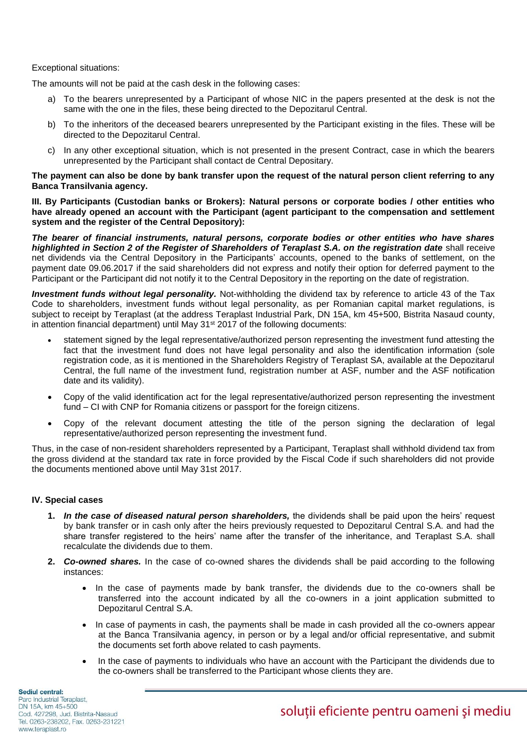Exceptional situations:

The amounts will not be paid at the cash desk in the following cases:

a) To the bearers unrepresented by a Participant of whose NIC in the papers presented at the desk is not the same with the one in the files, these being directed to the Depozitarul Central.

b) To the inheritors of the deceased bearers unrepresented by the Participant existing in the files. These will be directed to the Depozitarul Central.

c) In any other exceptional situation, which is not presented in the present Contract, case in which the bearers unrepresented by the Participant shall contact de Central Depositary.

**The payment can also be done by bank transfer upon the request of the natural person client referring to any Banca Transilvania agency.**

**III. By Participants (Custodian banks or Brokers): Natural persons or corporate bodies / other entities who have already opened an account with the Participant (agent participant to the compensation and settlement system and the register of the Central Depository):**

***The bearer of financial instruments, natural persons, corporate bodies or other entities who have shares highlighted in Section 2 of the Register of Shareholders of Teraplast S.A. on the registration date*** shall receive net dividends via the Central Depository in the Participants' accounts, opened to the banks of settlement, on the payment date 09.06.2017 if the said shareholders did not express and notify their option for deferred payment to the Participant or the Participant did not notify it to the Central Depository in the reporting on the date of registration.

***Investment funds without legal personality.*** Not-withholding the dividend tax by reference to article 43 of the Tax Code to shareholders, investment funds without legal personality, as per Romanian capital market regulations, is subject to receipt by Teraplast (at the address Teraplast Industrial Park, DN 15A, km 45+500, Bistrita Nasaud county, in attention financial department) until May 31st 2017 of the following documents:

- statement signed by the legal representative/authorized person representing the investment fund attesting the fact that the investment fund does not have legal personality and also the identification information (sole registration code, as it is mentioned in the Shareholders Registry of Teraplast SA, available at the Depozitarul Central, the full name of the investment fund, registration number at ASF, number and the ASF notification date and its validity).
- Copy of the valid identification act for the legal representative/authorized person representing the investment fund – CI with CNP for Romania citizens or passport for the foreign citizens.
- Copy of the relevant document attesting the title of the person signing the declaration of legal representative/authorized person representing the investment fund.

Thus, in the case of non-resident shareholders represented by a Participant, Teraplast shall withhold dividend tax from the gross dividend at the standard tax rate in force provided by the Fiscal Code if such shareholders did not provide the documents mentioned above until May 31st 2017.

**IV. Special cases**

1. ***In the case of diseased natural person shareholders,*** the dividends shall be paid upon the heirs' request by bank transfer or in cash only after the heirs previously requested to Depozitarul Central S.A. and had the share transfer registered to the heirs' name after the transfer of the inheritance, and Teraplast S.A. shall recalculate the dividends due to them.

2. ***Co-owned shares.*** In the case of co-owned shares the dividends shall be paid according to the following instances:

   - In the case of payments made by bank transfer, the dividends due to the co-owners shall be transferred into the account indicated by all the co-owners in a joint application submitted to Depozitarul Central S.A.
   - In case of payments in cash, the payments shall be made in cash provided all the co-owners appear at the Banca Transilvania agency, in person or by a legal and/or official representative, and submit the documents set forth above related to cash payments.
   - In the case of payments to individuals who have an account with the Participant the dividends due to the co-owners shall be transferred to the Participant whose clients they are.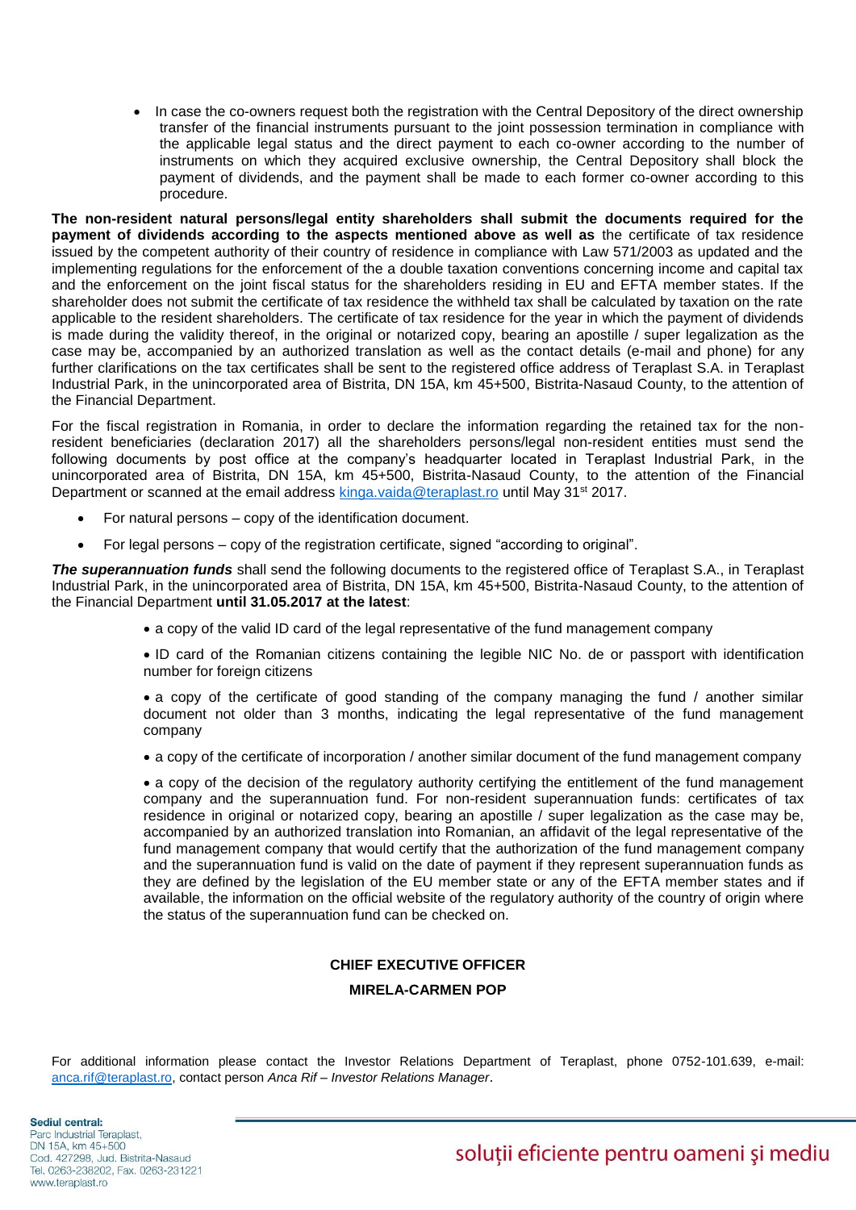- In case the co-owners request both the registration with the Central Depository of the direct ownership transfer of the financial instruments pursuant to the joint possession termination in compliance with the applicable legal status and the direct payment to each co-owner according to the number of instruments on which they acquired exclusive ownership, the Central Depository shall block the payment of dividends, and the payment shall be made to each former co-owner according to this procedure.

**The non-resident natural persons/legal entity shareholders shall submit the documents required for the payment of dividends according to the aspects mentioned above as well as** the certificate of tax residence issued by the competent authority of their country of residence in compliance with Law 571/2003 as updated and the implementing regulations for the enforcement of the a double taxation conventions concerning income and capital tax and the enforcement on the joint fiscal status for the shareholders residing in EU and EFTA member states. If the shareholder does not submit the certificate of tax residence the withheld tax shall be calculated by taxation on the rate applicable to the resident shareholders. The certificate of tax residence for the year in which the payment of dividends is made during the validity thereof, in the original or notarized copy, bearing an apostille / super legalization as the case may be, accompanied by an authorized translation as well as the contact details (e-mail and phone) for any further clarifications on the tax certificates shall be sent to the registered office address of Teraplast S.A. in Teraplast Industrial Park, in the unincorporated area of Bistrita, DN 15A, km 45+500, Bistrita-Nasaud County, to the attention of the Financial Department.

For the fiscal registration in Romania, in order to declare the information regarding the retained tax for the non-resident beneficiaries (declaration 2017) all the shareholders persons/legal non-resident entities must send the following documents by post office at the company's headquarter located in Teraplast Industrial Park, in the unincorporated area of Bistrita, DN 15A, km 45+500, Bistrita-Nasaud County, to the attention of the Financial Department or scanned at the email address kinga.vaida@teraplast.ro until May 31st 2017.

- For natural persons – copy of the identification document.
- For legal persons – copy of the registration certificate, signed "according to original".

***The superannuation funds*** shall send the following documents to the registered office of Teraplast S.A., in Teraplast Industrial Park, in the unincorporated area of Bistrita, DN 15A, km 45+500, Bistrita-Nasaud County, to the attention of the Financial Department **until 31.05.2017 at the latest**:

- a copy of the valid ID card of the legal representative of the fund management company
- ID card of the Romanian citizens containing the legible NIC No. de or passport with identification number for foreign citizens
- a copy of the certificate of good standing of the company managing the fund / another similar document not older than 3 months, indicating the legal representative of the fund management company
- a copy of the certificate of incorporation / another similar document of the fund management company
- a copy of the decision of the regulatory authority certifying the entitlement of the fund management company and the superannuation fund. For non-resident superannuation funds: certificates of tax residence in original or notarized copy, bearing an apostille / super legalization as the case may be, accompanied by an authorized translation into Romanian, an affidavit of the legal representative of the fund management company that would certify that the authorization of the fund management company and the superannuation fund is valid on the date of payment if they represent superannuation funds as they are defined by the legislation of the EU member state or any of the EFTA member states and if available, the information on the official website of the regulatory authority of the country of origin where the status of the superannuation fund can be checked on.

**CHIEF EXECUTIVE OFFICER**

**MIRELA-CARMEN POP**

For additional information please contact the Investor Relations Department of Teraplast, phone 0752-101.639, e-mail: anca.rif@teraplast.ro, contact person *Anca Rif – Investor Relations Manager*.